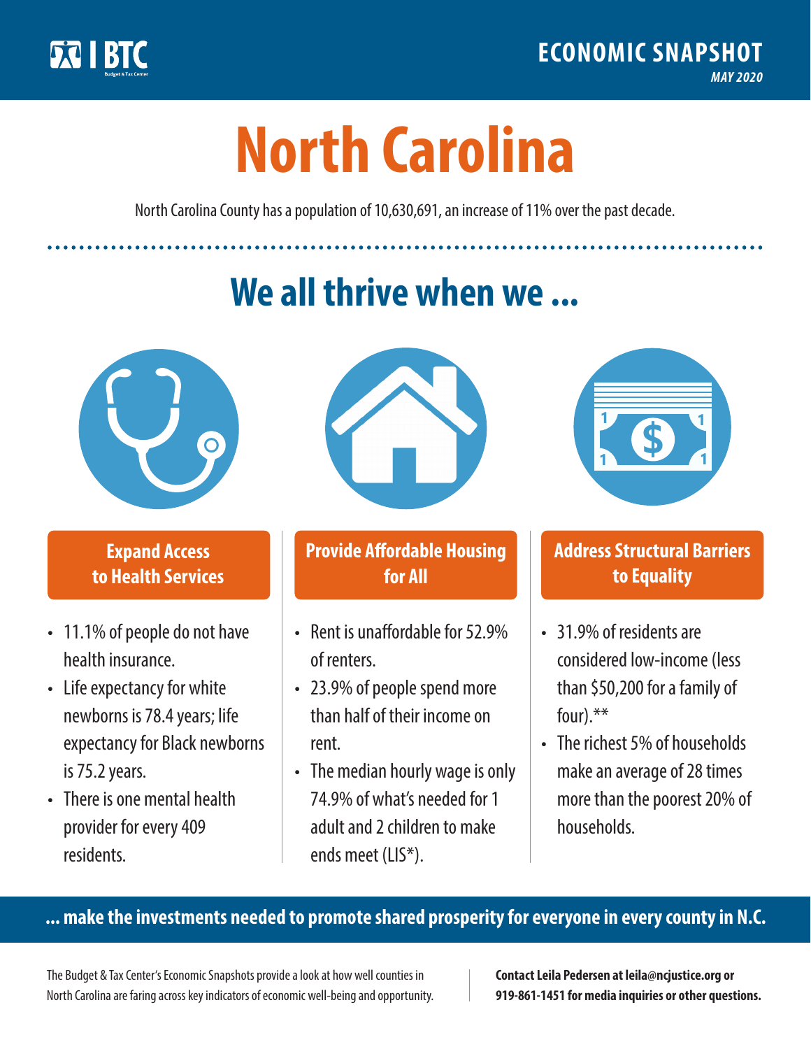BTC

# ECONOMIC SNAPSHOT

*MAY 2020*

# North Carolina

North Carolina County has a population of 10,630,691, an increase of 11% over the past decade.

## We all thrive when we ...

### Expand Access to Health Services

- 11.1% of people do not have health insurance.
- Life expectancy for white newborns is 78.4 years; life expectancy for Black newborns is 75.2 years.
- There is one mental health provider for every 409 residents.

### Provide Affordable Housing for All

- Rent is unaffordable for 52.9% of renters.
- 23.9% of people spend more than half of their income on rent.
- The median hourly wage is only 74.9% of what's needed for 1 adult and 2 children to make ends meet (LIS*).

### Address Structural Barriers to Equality

- 31.9% of residents are considered low-income (less than $50,200 for a family of four).**
- The richest 5% of households make an average of 28 times more than the poorest 20% of households.

**... make the investments needed to promote shared prosperity for everyone in every county in N.C.**

The Budget & Tax Center's Economic Snapshots provide a look at how well counties in North Carolina are faring across key indicators of economic well-being and opportunity.

**Contact Leila Pedersen at leila@ncjustice.org or 919-861-1451 for media inquiries or other questions.**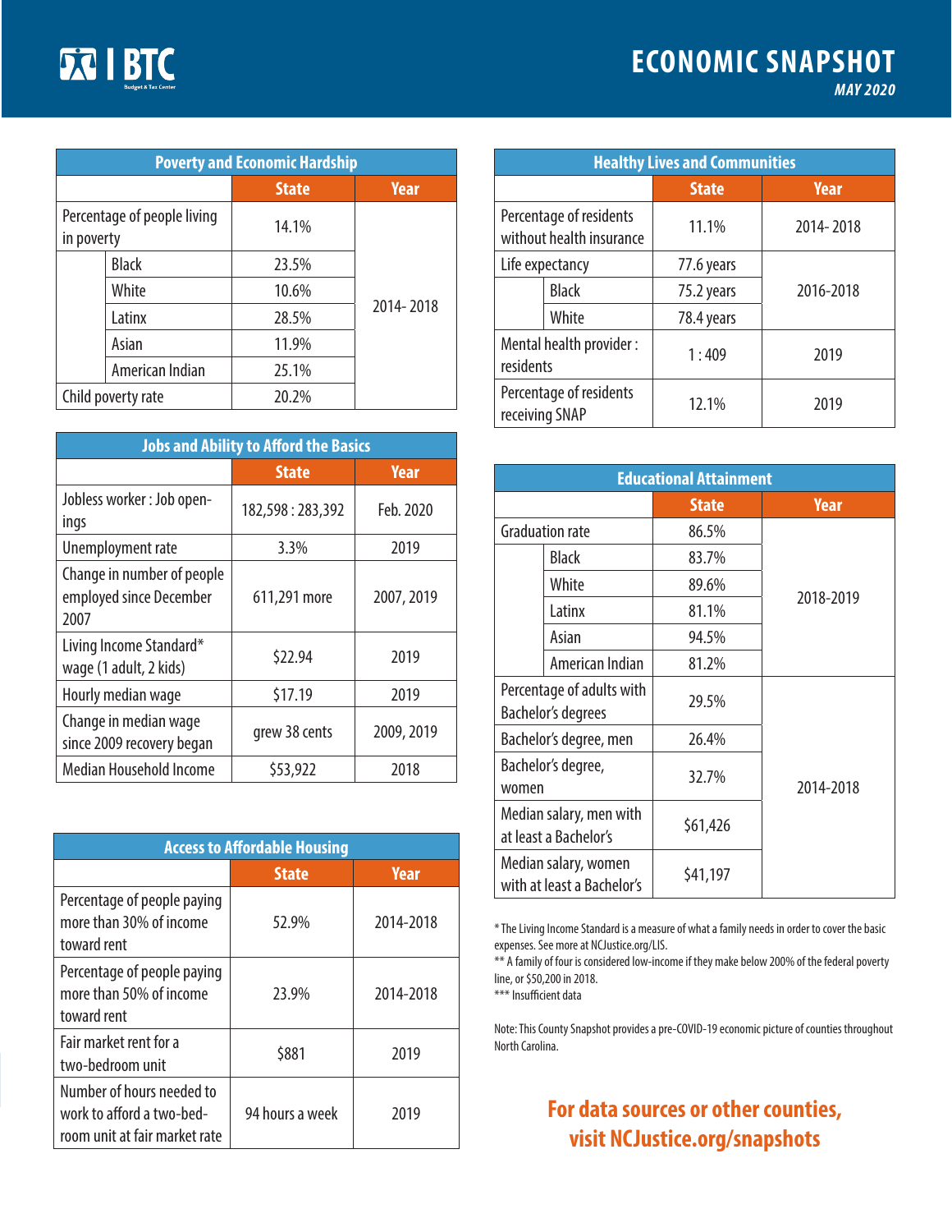BTC

Budget & Tax Center

# ECONOMIC SNAPSHOT

*MAY 2020*

| Poverty and Economic Hardship | | State | Year |
|---|---|---|---|
| Percentage of people living in poverty | | 14.1% | 2014- 2018 |
| | Black | 23.5% | |
| | White | 10.6% | |
| | Latinx | 28.5% | |
| | Asian | 11.9% | |
| | American Indian | 25.1% | |
| Child poverty rate | | 20.2% | |

| Jobs and Ability to Afford the Basics | State | Year |
|---|---|---|
| Jobless worker : Job openings | 182,598 : 283,392 | Feb. 2020 |
| Unemployment rate | 3.3% | 2019 |
| Change in number of people employed since December 2007 | 611,291 more | 2007, 2019 |
| Living Income Standard* wage (1 adult, 2 kids) | $22.94 | 2019 |
| Hourly median wage | $17.19 | 2019 |
| Change in median wage since 2009 recovery began | grew 38 cents | 2009, 2019 |
| Median Household Income | $53,922 | 2018 |

| Access to Affordable Housing | State | Year |
|---|---|---|
| Percentage of people paying more than 30% of income toward rent | 52.9% | 2014-2018 |
| Percentage of people paying more than 50% of income toward rent | 23.9% | 2014-2018 |
| Fair market rent for a two-bedroom unit | $881 | 2019 |
| Number of hours needed to work to afford a two-bedroom unit at fair market rate | 94 hours a week | 2019 |

| Healthy Lives and Communities | | State | Year |
|---|---|---|---|
| Percentage of residents without health insurance | | 11.1% | 2014- 2018 |
| Life expectancy | | 77.6 years | 2016-2018 |
| | Black | 75.2 years | |
| | White | 78.4 years | |
| Mental health provider : residents | | 1 : 409 | 2019 |
| Percentage of residents receiving SNAP | | 12.1% | 2019 |

| Educational Attainment | | State | Year |
|---|---|---|---|
| Graduation rate | | 86.5% | 2018-2019 |
| | Black | 83.7% | |
| | White | 89.6% | |
| | Latinx | 81.1% | |
| | Asian | 94.5% | |
| | American Indian | 81.2% | |
| Percentage of adults with Bachelor's degrees | | 29.5% | 2014-2018 |
| Bachelor's degree, men | | 26.4% | |
| Bachelor's degree, women | | 32.7% | |
| Median salary, men with at least a Bachelor's | | $61,426 | |
| Median salary, women with at least a Bachelor's | | $41,197 | |

* The Living Income Standard is a measure of what a family needs in order to cover the basic expenses. See more at NCJustice.org/LIS.

** A family of four is considered low-income if they make below 200% of the federal poverty line, or $50,200 in 2018.

*** Insufficient data

Note: This County Snapshot provides a pre-COVID-19 economic picture of counties throughout North Carolina.

**For data sources or other counties, visit NCJustice.org/snapshots**